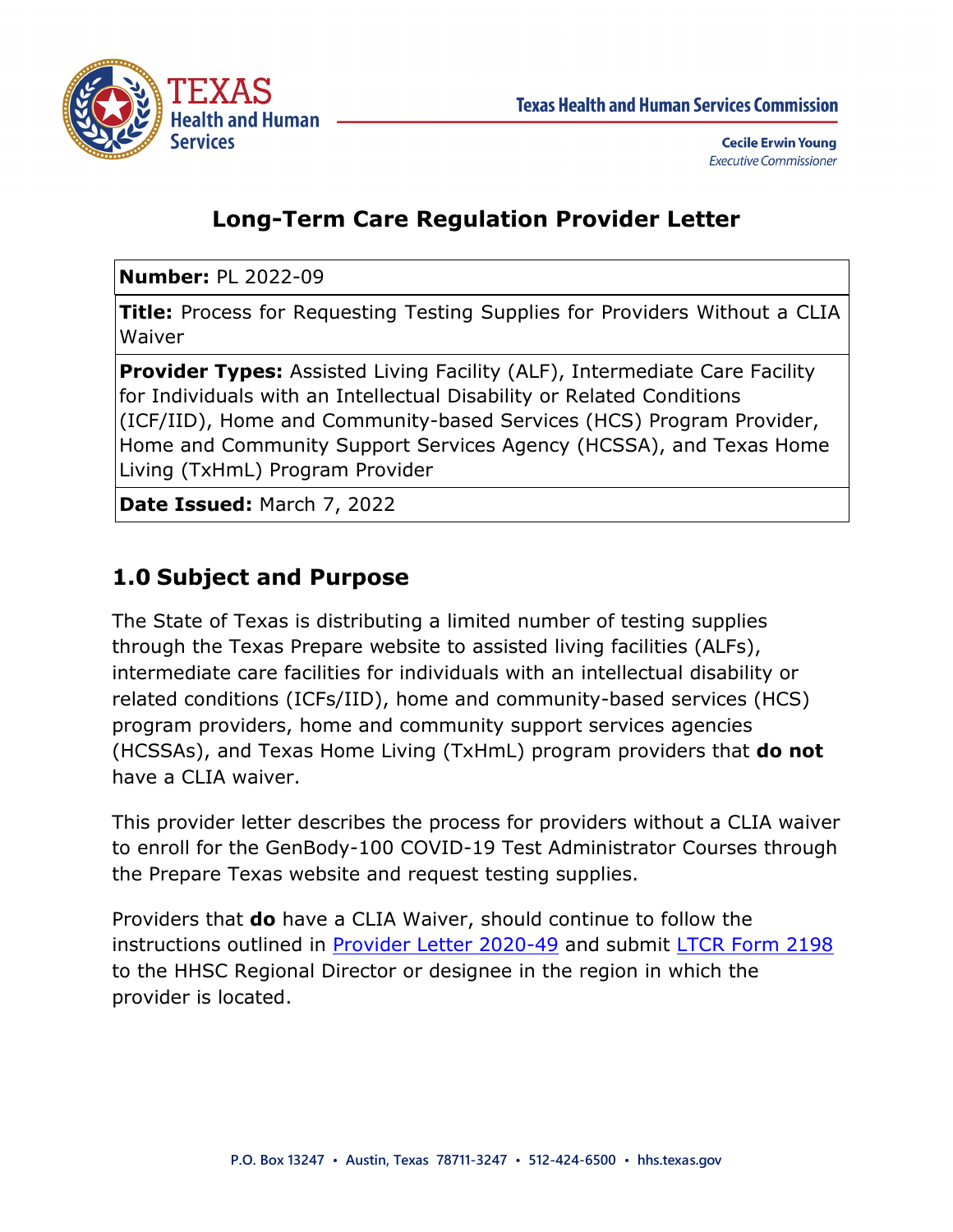Texas Health and Human Services Commission

**Cecile Erwin Young**
*Executive Commissioner*

# Long-Term Care Regulation Provider Letter

| |
|---|
| **Number:** PL 2022-09 |
| **Title:** Process for Requesting Testing Supplies for Providers Without a CLIA Waiver |
| **Provider Types:** Assisted Living Facility (ALF), Intermediate Care Facility for Individuals with an Intellectual Disability or Related Conditions (ICF/IID), Home and Community-based Services (HCS) Program Provider, Home and Community Support Services Agency (HCSSA), and Texas Home Living (TxHmL) Program Provider |
| **Date Issued:** March 7, 2022 |

## 1.0 Subject and Purpose

The State of Texas is distributing a limited number of testing supplies through the Texas Prepare website to assisted living facilities (ALFs), intermediate care facilities for individuals with an intellectual disability or related conditions (ICFs/IID), home and community-based services (HCS) program providers, home and community support services agencies (HCSSAs), and Texas Home Living (TxHmL) program providers that **do not** have a CLIA waiver.

This provider letter describes the process for providers without a CLIA waiver to enroll for the GenBody-100 COVID-19 Test Administrator Courses through the Prepare Texas website and request testing supplies.

Providers that **do** have a CLIA Waiver, should continue to follow the instructions outlined in Provider Letter 2020-49 and submit LTCR Form 2198 to the HHSC Regional Director or designee in the region in which the provider is located.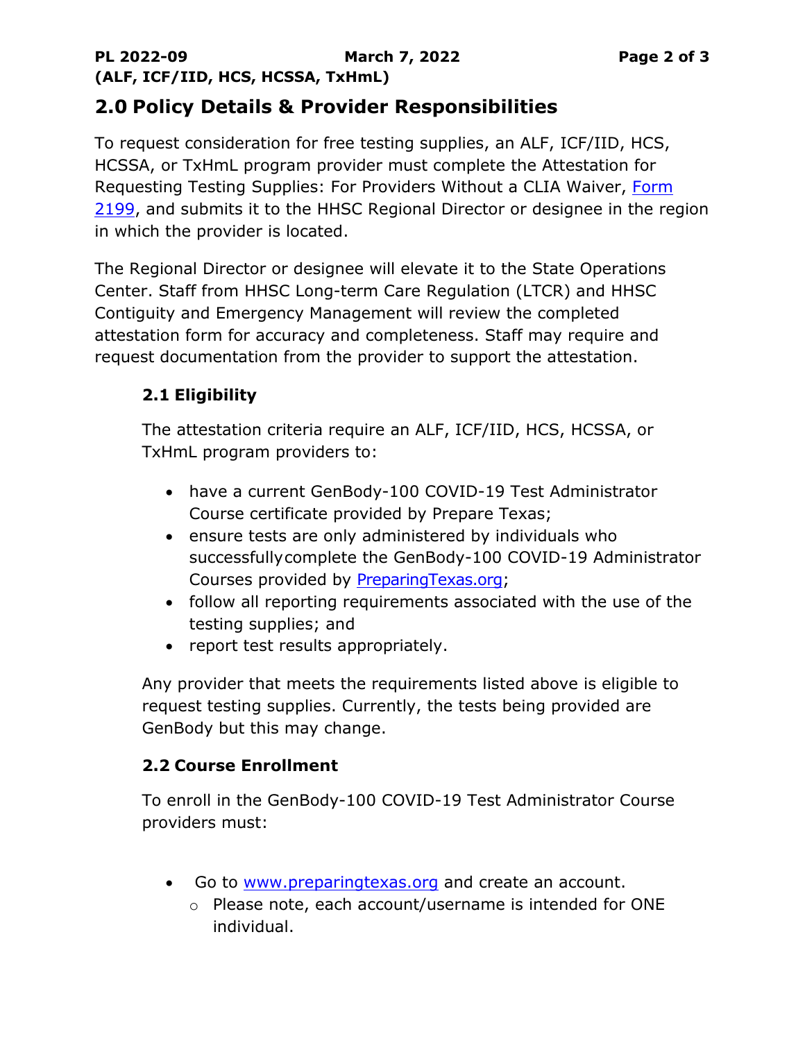## 2.0 Policy Details & Provider Responsibilities

To request consideration for free testing supplies, an ALF, ICF/IID, HCS, HCSSA, or TxHmL program provider must complete the Attestation for Requesting Testing Supplies: For Providers Without a CLIA Waiver, [Form 2199](), and submits it to the HHSC Regional Director or designee in the region in which the provider is located.

The Regional Director or designee will elevate it to the State Operations Center. Staff from HHSC Long-term Care Regulation (LTCR) and HHSC Contiguity and Emergency Management will review the completed attestation form for accuracy and completeness. Staff may require and request documentation from the provider to support the attestation.

### 2.1 Eligibility

The attestation criteria require an ALF, ICF/IID, HCS, HCSSA, or TxHmL program providers to:

- have a current GenBody-100 COVID-19 Test Administrator Course certificate provided by Prepare Texas;
- ensure tests are only administered by individuals who successfullycomplete the GenBody-100 COVID-19 Administrator Courses provided by [PreparingTexas.org]();
- follow all reporting requirements associated with the use of the testing supplies; and
- report test results appropriately.

Any provider that meets the requirements listed above is eligible to request testing supplies. Currently, the tests being provided are GenBody but this may change.

### 2.2 Course Enrollment

To enroll in the GenBody-100 COVID-19 Test Administrator Course providers must:

- Go to [www.preparingtexas.org]() and create an account.
  - Please note, each account/username is intended for ONE individual.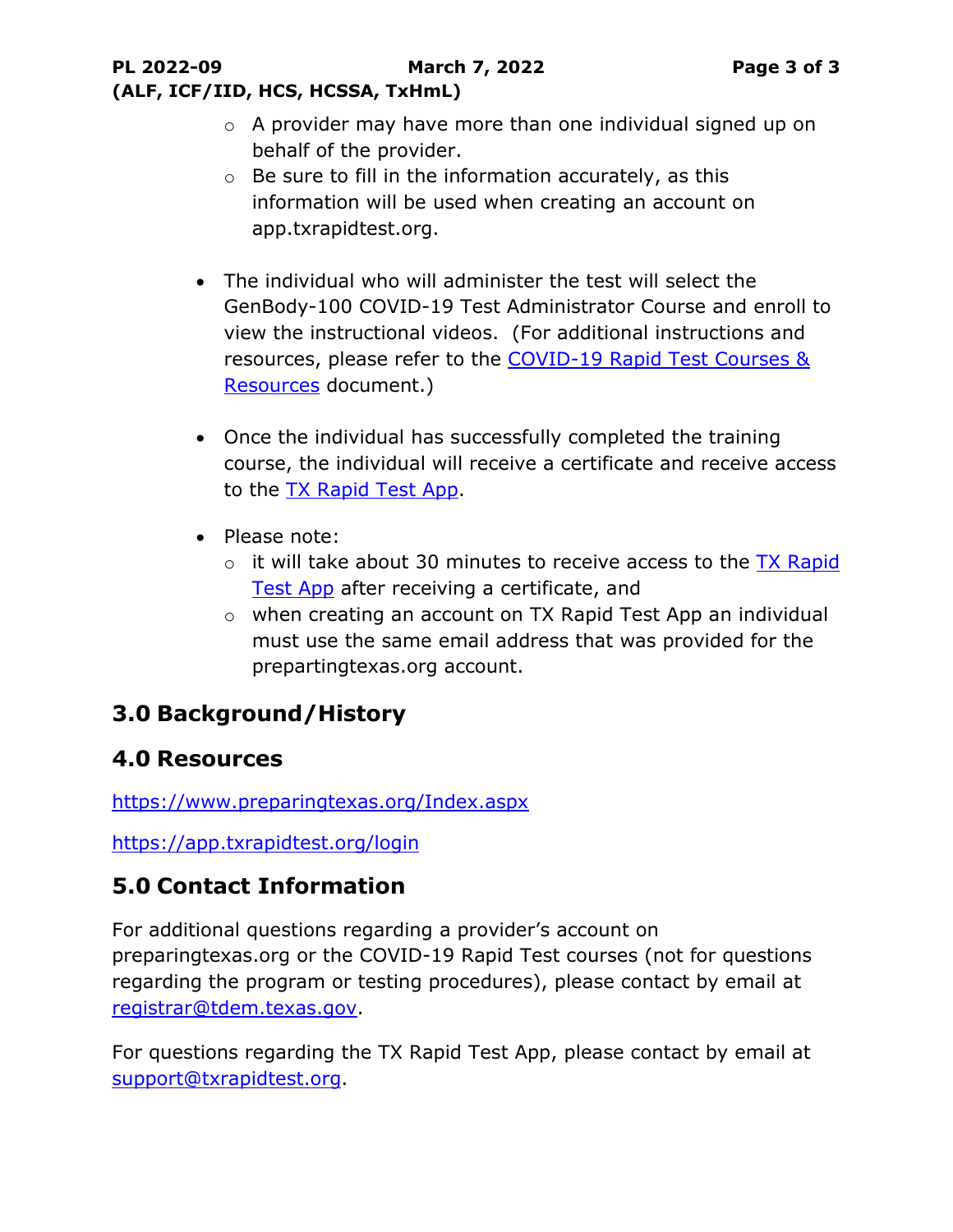- A provider may have more than one individual signed up on behalf of the provider.
- Be sure to fill in the information accurately, as this information will be used when creating an account on app.txrapidtest.org.

- The individual who will administer the test will select the GenBody-100 COVID-19 Test Administrator Course and enroll to view the instructional videos. (For additional instructions and resources, please refer to the COVID-19 Rapid Test Courses & Resources document.)

- Once the individual has successfully completed the training course, the individual will receive a certificate and receive access to the TX Rapid Test App.

- Please note:
  - it will take about 30 minutes to receive access to the TX Rapid Test App after receiving a certificate, and
  - when creating an account on TX Rapid Test App an individual must use the same email address that was provided for the prepartingtexas.org account.

## 3.0 Background/History

## 4.0 Resources

https://www.preparingtexas.org/Index.aspx

https://app.txrapidtest.org/login

## 5.0 Contact Information

For additional questions regarding a provider's account on preparingtexas.org or the COVID-19 Rapid Test courses (not for questions regarding the program or testing procedures), please contact by email at registrar@tdem.texas.gov.

For questions regarding the TX Rapid Test App, please contact by email at support@txrapidtest.org.